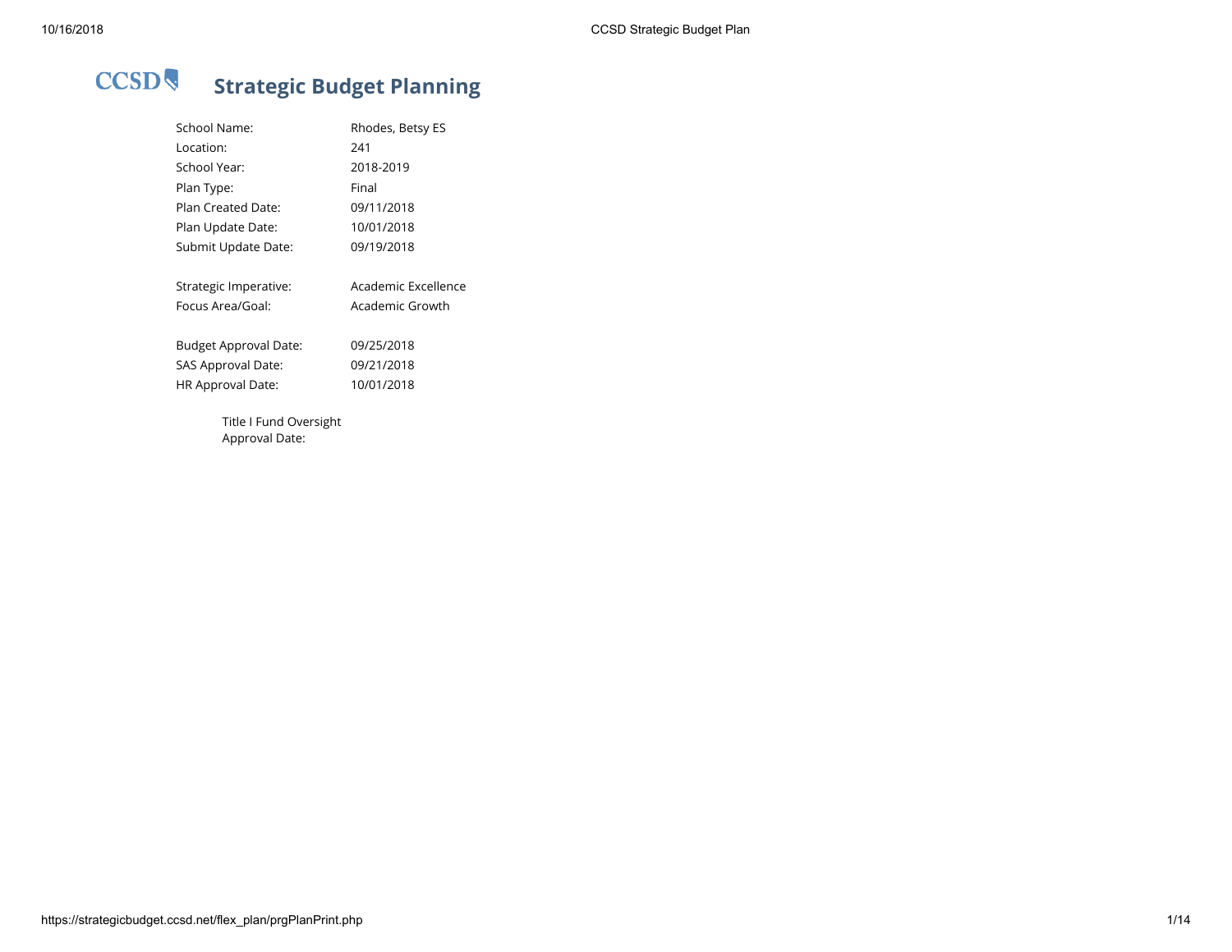# CCSD Strategic Budget Planning

| | |
|---|---|
| School Name: | Rhodes, Betsy ES |
| Location: | 241 |
| School Year: | 2018-2019 |
| Plan Type: | Final |
| Plan Created Date: | 09/11/2018 |
| Plan Update Date: | 10/01/2018 |
| Submit Update Date: | 09/19/2018 |
| | |
| Strategic Imperative: | Academic Excellence |
| Focus Area/Goal: | Academic Growth |
| | |
| Budget Approval Date: | 09/25/2018 |
| SAS Approval Date: | 09/21/2018 |
| HR Approval Date: | 10/01/2018 |

Title I Fund Oversight Approval Date: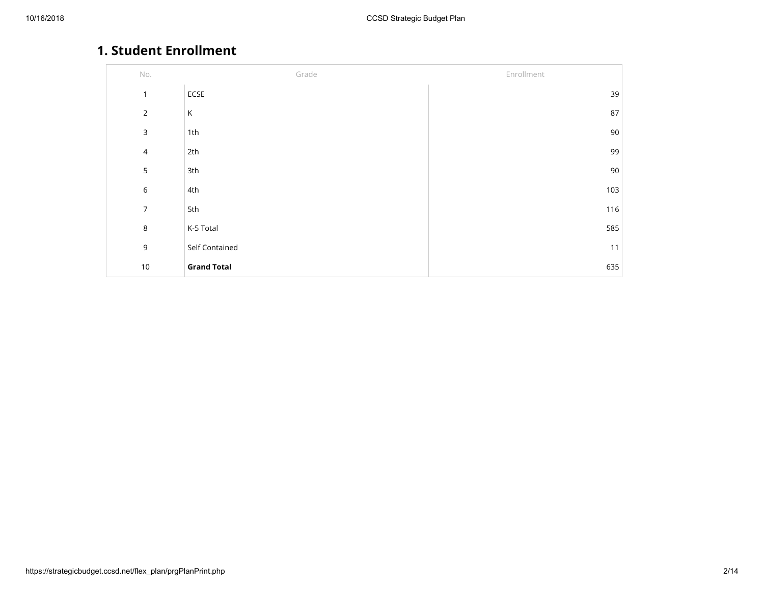## 1. Student Enrollment

| No. | Grade | Enrollment |
|---|---|---|
| 1 | ECSE | 39 |
| 2 | K | 87 |
| 3 | 1th | 90 |
| 4 | 2th | 99 |
| 5 | 3th | 90 |
| 6 | 4th | 103 |
| 7 | 5th | 116 |
| 8 | K-5 Total | 585 |
| 9 | Self Contained | 11 |
| 10 | **Grand Total** | 635 |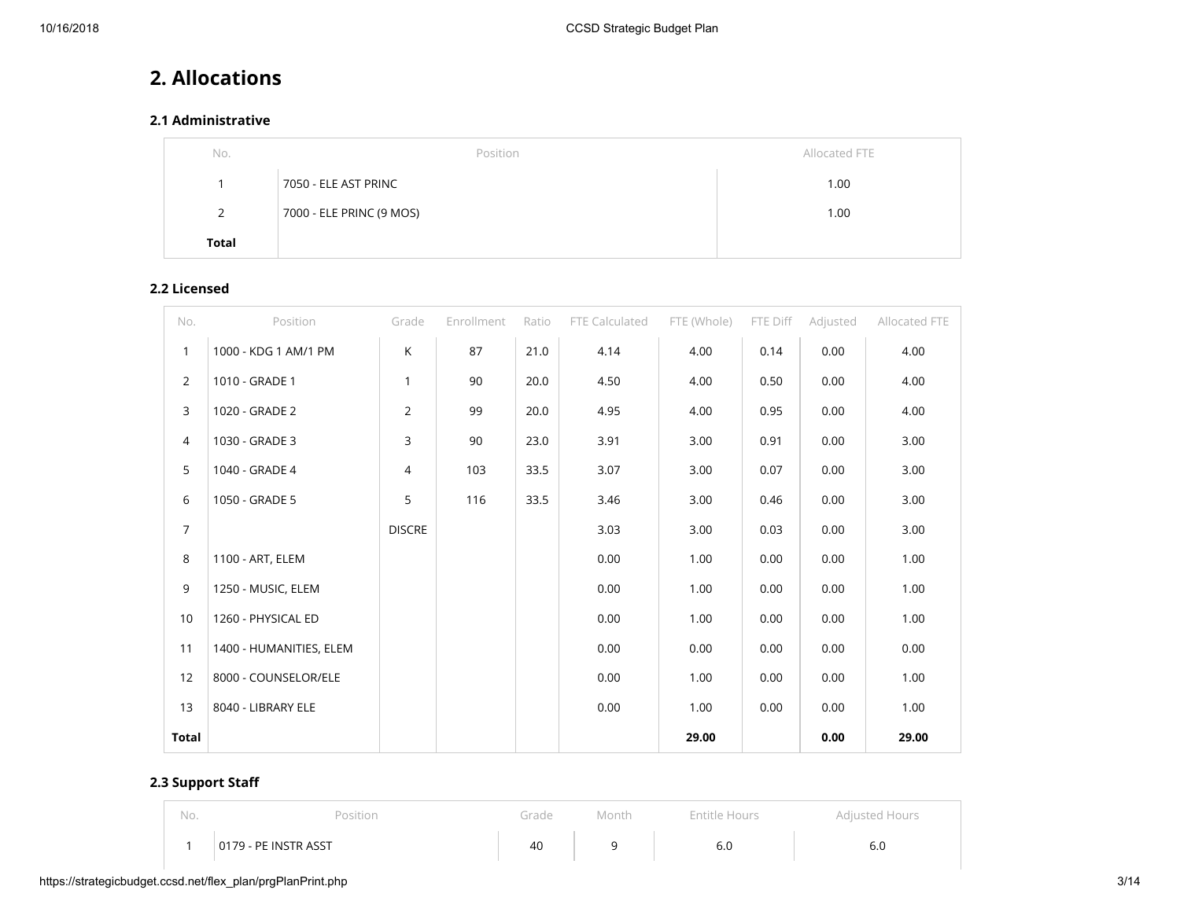## 2. Allocations

### 2.1 Administrative

| No. | Position | Allocated FTE |
|---|---|---|
| 1 | 7050 - ELE AST PRINC | 1.00 |
| 2 | 7000 - ELE PRINC (9 MOS) | 1.00 |
| **Total** | | |

### 2.2 Licensed

| No. | Position | Grade | Enrollment | Ratio | FTE Calculated | FTE (Whole) | FTE Diff | Adjusted | Allocated FTE |
|---|---|---|---|---|---|---|---|---|---|
| 1 | 1000 - KDG 1 AM/1 PM | K | 87 | 21.0 | 4.14 | 4.00 | 0.14 | 0.00 | 4.00 |
| 2 | 1010 - GRADE 1 | 1 | 90 | 20.0 | 4.50 | 4.00 | 0.50 | 0.00 | 4.00 |
| 3 | 1020 - GRADE 2 | 2 | 99 | 20.0 | 4.95 | 4.00 | 0.95 | 0.00 | 4.00 |
| 4 | 1030 - GRADE 3 | 3 | 90 | 23.0 | 3.91 | 3.00 | 0.91 | 0.00 | 3.00 |
| 5 | 1040 - GRADE 4 | 4 | 103 | 33.5 | 3.07 | 3.00 | 0.07 | 0.00 | 3.00 |
| 6 | 1050 - GRADE 5 | 5 | 116 | 33.5 | 3.46 | 3.00 | 0.46 | 0.00 | 3.00 |
| 7 | | DISCRE | | | 3.03 | 3.00 | 0.03 | 0.00 | 3.00 |
| 8 | 1100 - ART, ELEM | | | | 0.00 | 1.00 | 0.00 | 0.00 | 1.00 |
| 9 | 1250 - MUSIC, ELEM | | | | 0.00 | 1.00 | 0.00 | 0.00 | 1.00 |
| 10 | 1260 - PHYSICAL ED | | | | 0.00 | 1.00 | 0.00 | 0.00 | 1.00 |
| 11 | 1400 - HUMANITIES, ELEM | | | | 0.00 | 0.00 | 0.00 | 0.00 | 0.00 |
| 12 | 8000 - COUNSELOR/ELE | | | | 0.00 | 1.00 | 0.00 | 0.00 | 1.00 |
| 13 | 8040 - LIBRARY ELE | | | | 0.00 | 1.00 | 0.00 | 0.00 | 1.00 |
| **Total** | | | | | | **29.00** | | **0.00** | **29.00** |

### 2.3 Support Staff

| No. | Position | Grade | Month | Entitle Hours | Adjusted Hours |
|---|---|---|---|---|---|
| 1 | 0179 - PE INSTR ASST | 40 | 9 | 6.0 | 6.0 |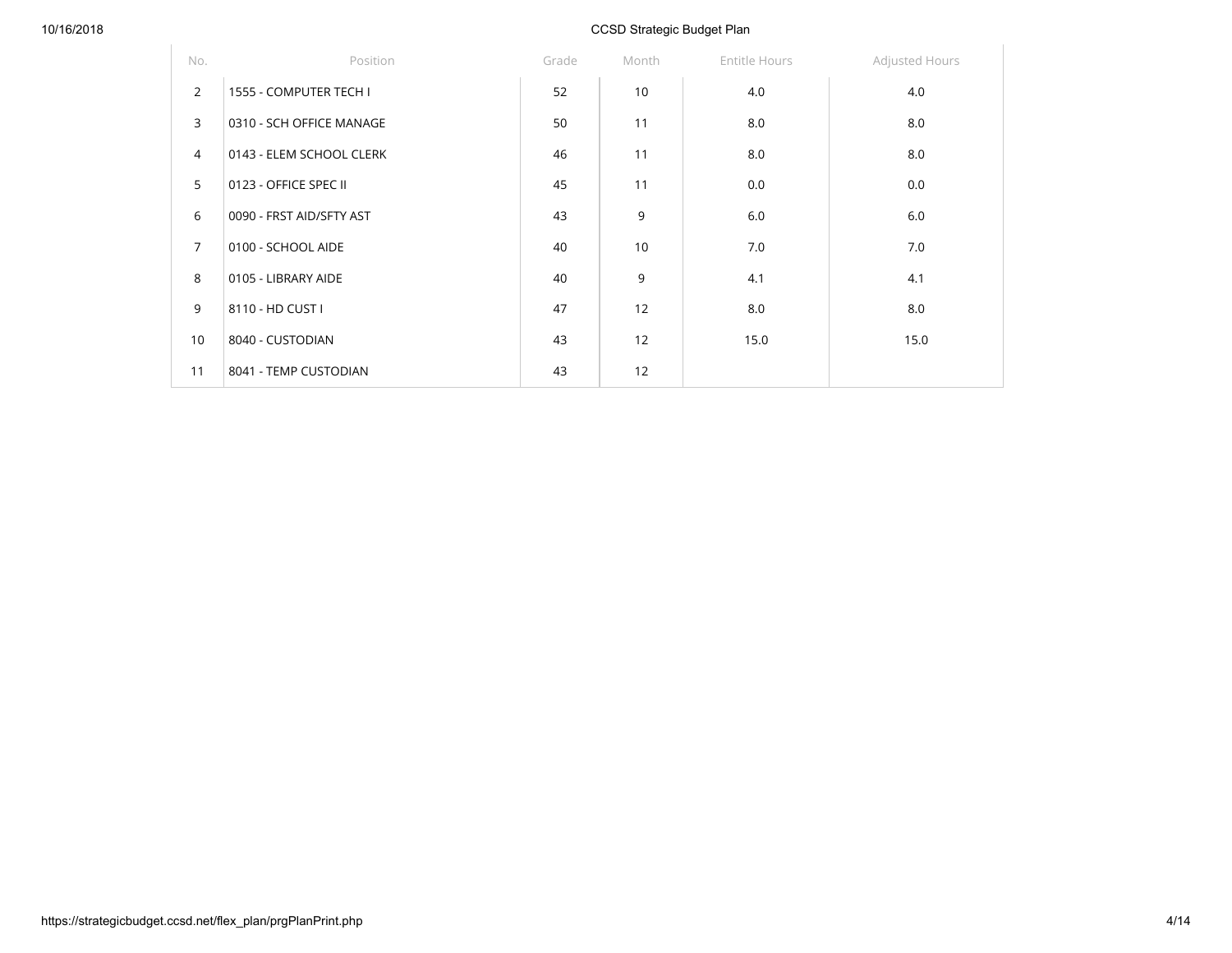| No. | Position | Grade | Month | Entitle Hours | Adjusted Hours |
|---|---|---|---|---|---|
| 2 | 1555 - COMPUTER TECH I | 52 | 10 | 4.0 | 4.0 |
| 3 | 0310 - SCH OFFICE MANAGE | 50 | 11 | 8.0 | 8.0 |
| 4 | 0143 - ELEM SCHOOL CLERK | 46 | 11 | 8.0 | 8.0 |
| 5 | 0123 - OFFICE SPEC II | 45 | 11 | 0.0 | 0.0 |
| 6 | 0090 - FRST AID/SFTY AST | 43 | 9 | 6.0 | 6.0 |
| 7 | 0100 - SCHOOL AIDE | 40 | 10 | 7.0 | 7.0 |
| 8 | 0105 - LIBRARY AIDE | 40 | 9 | 4.1 | 4.1 |
| 9 | 8110 - HD CUST I | 47 | 12 | 8.0 | 8.0 |
| 10 | 8040 - CUSTODIAN | 43 | 12 | 15.0 | 15.0 |
| 11 | 8041 - TEMP CUSTODIAN | 43 | 12 | | |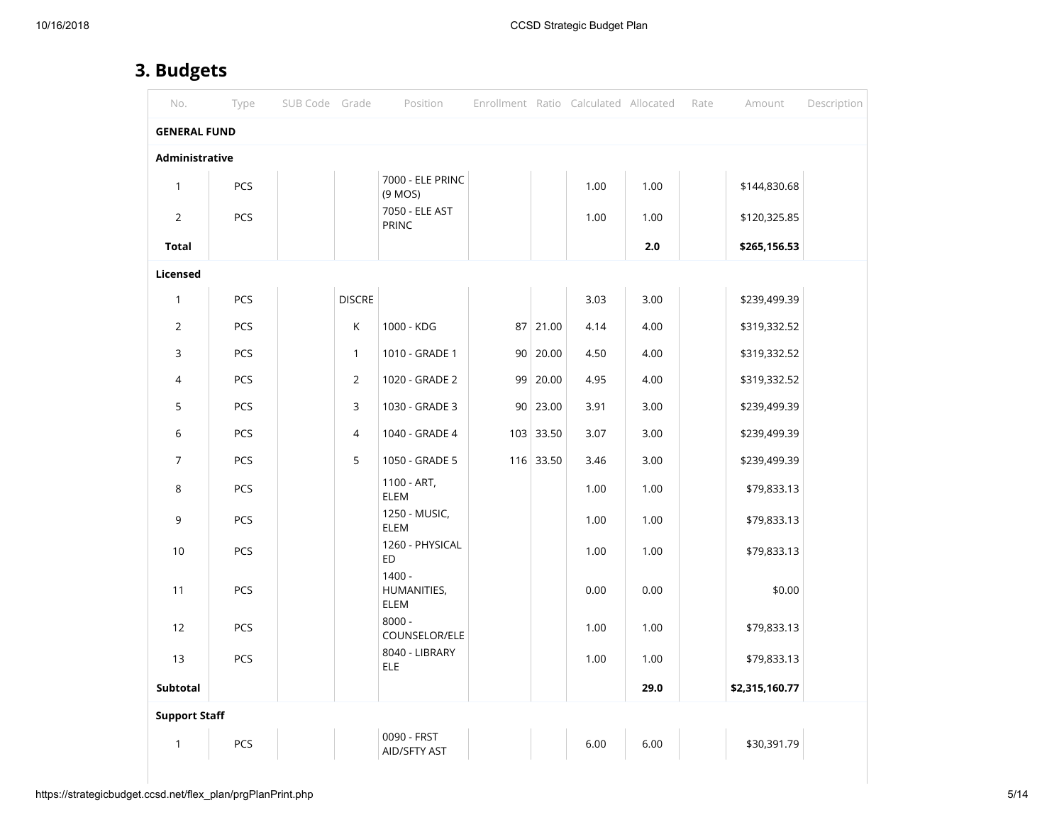## 3. Budgets

| No. | Type | SUB Code | Grade | Position | Enrollment | Ratio | Calculated | Allocated | Rate | Amount | Description |
|---|---|---|---|---|---|---|---|---|---|---|---|
| **GENERAL FUND** | | | | | | | | | | | |
| **Administrative** | | | | | | | | | | | |
| 1 | PCS | | | 7000 - ELE PRINC (9 MOS) | | | 1.00 | 1.00 | | $144,830.68 | |
| 2 | PCS | | | 7050 - ELE AST PRINC | | | 1.00 | 1.00 | | $120,325.85 | |
| **Total** | | | | | | | | **2.0** | | **$265,156.53** | |
| **Licensed** | | | | | | | | | | | |
| 1 | PCS | | DISCRE | | | | 3.03 | 3.00 | | $239,499.39 | |
| 2 | PCS | | K | 1000 - KDG | 87 | 21.00 | 4.14 | 4.00 | | $319,332.52 | |
| 3 | PCS | | 1 | 1010 - GRADE 1 | 90 | 20.00 | 4.50 | 4.00 | | $319,332.52 | |
| 4 | PCS | | 2 | 1020 - GRADE 2 | 99 | 20.00 | 4.95 | 4.00 | | $319,332.52 | |
| 5 | PCS | | 3 | 1030 - GRADE 3 | 90 | 23.00 | 3.91 | 3.00 | | $239,499.39 | |
| 6 | PCS | | 4 | 1040 - GRADE 4 | 103 | 33.50 | 3.07 | 3.00 | | $239,499.39 | |
| 7 | PCS | | 5 | 1050 - GRADE 5 | 116 | 33.50 | 3.46 | 3.00 | | $239,499.39 | |
| 8 | PCS | | | 1100 - ART, ELEM | | | 1.00 | 1.00 | | $79,833.13 | |
| 9 | PCS | | | 1250 - MUSIC, ELEM | | | 1.00 | 1.00 | | $79,833.13 | |
| 10 | PCS | | | 1260 - PHYSICAL ED | | | 1.00 | 1.00 | | $79,833.13 | |
| 11 | PCS | | | 1400 - HUMANITIES, ELEM | | | 0.00 | 0.00 | | $0.00 | |
| 12 | PCS | | | 8000 - COUNSELOR/ELE | | | 1.00 | 1.00 | | $79,833.13 | |
| 13 | PCS | | | 8040 - LIBRARY ELE | | | 1.00 | 1.00 | | $79,833.13 | |
| **Subtotal** | | | | | | | | **29.0** | | **$2,315,160.77** | |
| **Support Staff** | | | | | | | | | | | |
| 1 | PCS | | | 0090 - FRST AID/SFTY AST | | | 6.00 | 6.00 | | $30,391.79 | |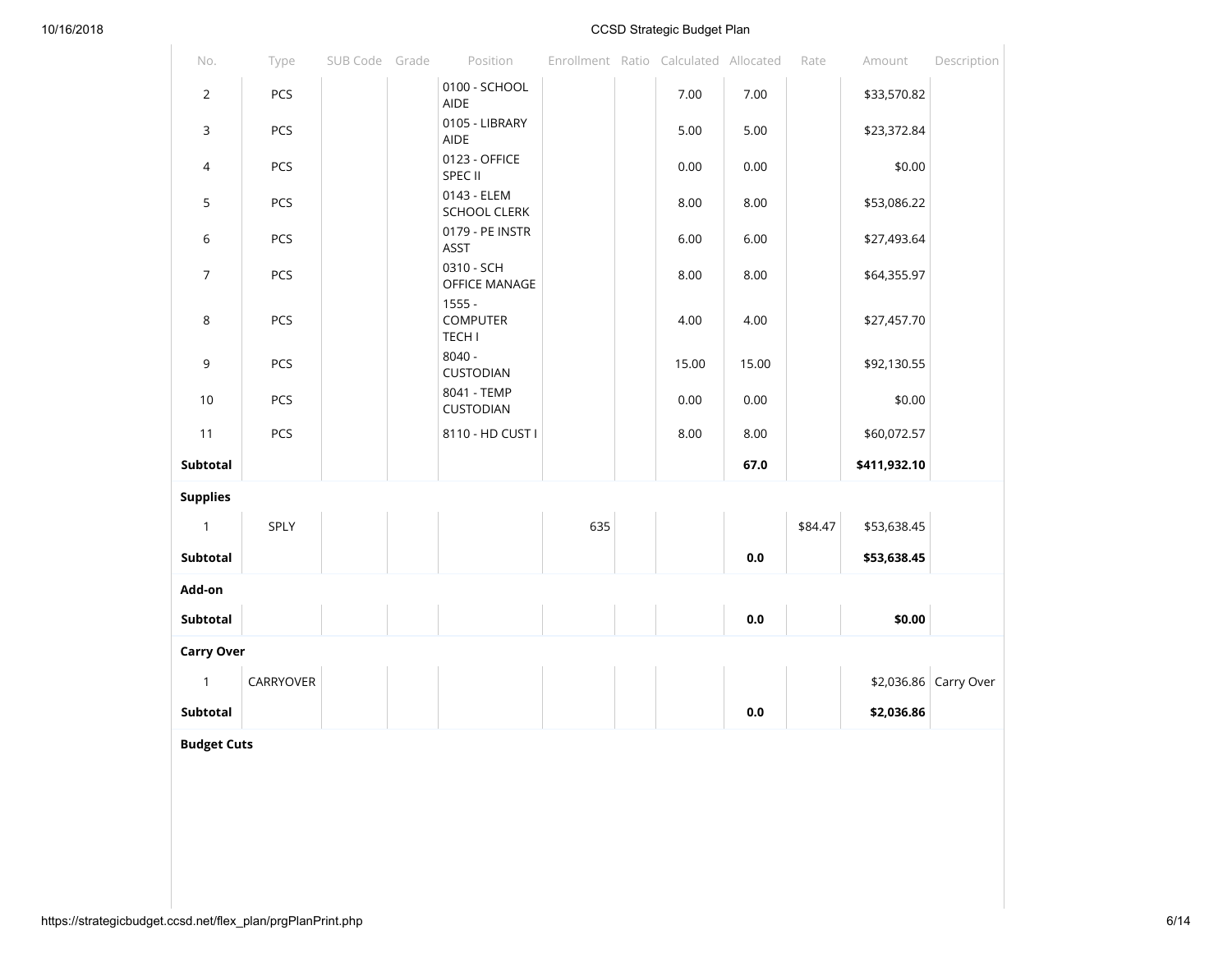| No. | Type | SUB Code | Grade | Position | Enrollment | Ratio | Calculated | Allocated | Rate | Amount | Description |
|---|---|---|---|---|---|---|---|---|---|---|---|
| 2 | PCS | | | 0100 - SCHOOL AIDE | | | 7.00 | 7.00 | | $33,570.82 | |
| 3 | PCS | | | 0105 - LIBRARY AIDE | | | 5.00 | 5.00 | | $23,372.84 | |
| 4 | PCS | | | 0123 - OFFICE SPEC II | | | 0.00 | 0.00 | | $0.00 | |
| 5 | PCS | | | 0143 - ELEM SCHOOL CLERK | | | 8.00 | 8.00 | | $53,086.22 | |
| 6 | PCS | | | 0179 - PE INSTR ASST | | | 6.00 | 6.00 | | $27,493.64 | |
| 7 | PCS | | | 0310 - SCH OFFICE MANAGE | | | 8.00 | 8.00 | | $64,355.97 | |
| 8 | PCS | | | 1555 - COMPUTER TECH I | | | 4.00 | 4.00 | | $27,457.70 | |
| 9 | PCS | | | 8040 - CUSTODIAN | | | 15.00 | 15.00 | | $92,130.55 | |
| 10 | PCS | | | 8041 - TEMP CUSTODIAN | | | 0.00 | 0.00 | | $0.00 | |
| 11 | PCS | | | 8110 - HD CUST I | | | 8.00 | 8.00 | | $60,072.57 | |
| **Subtotal** | | | | | | | | **67.0** | | **$411,932.10** | |
| **Supplies** | | | | | | | | | | | |
| 1 | SPLY | | | | 635 | | | | $84.47 | $53,638.45 | |
| **Subtotal** | | | | | | | | **0.0** | | **$53,638.45** | |
| **Add-on** | | | | | | | | | | | |
| **Subtotal** | | | | | | | | **0.0** | | **$0.00** | |
| **Carry Over** | | | | | | | | | | | |
| 1 | CARRYOVER | | | | | | | | | $2,036.86 | Carry Over |
| **Subtotal** | | | | | | | | **0.0** | | **$2,036.86** | |
| **Budget Cuts** | | | | | | | | | | | |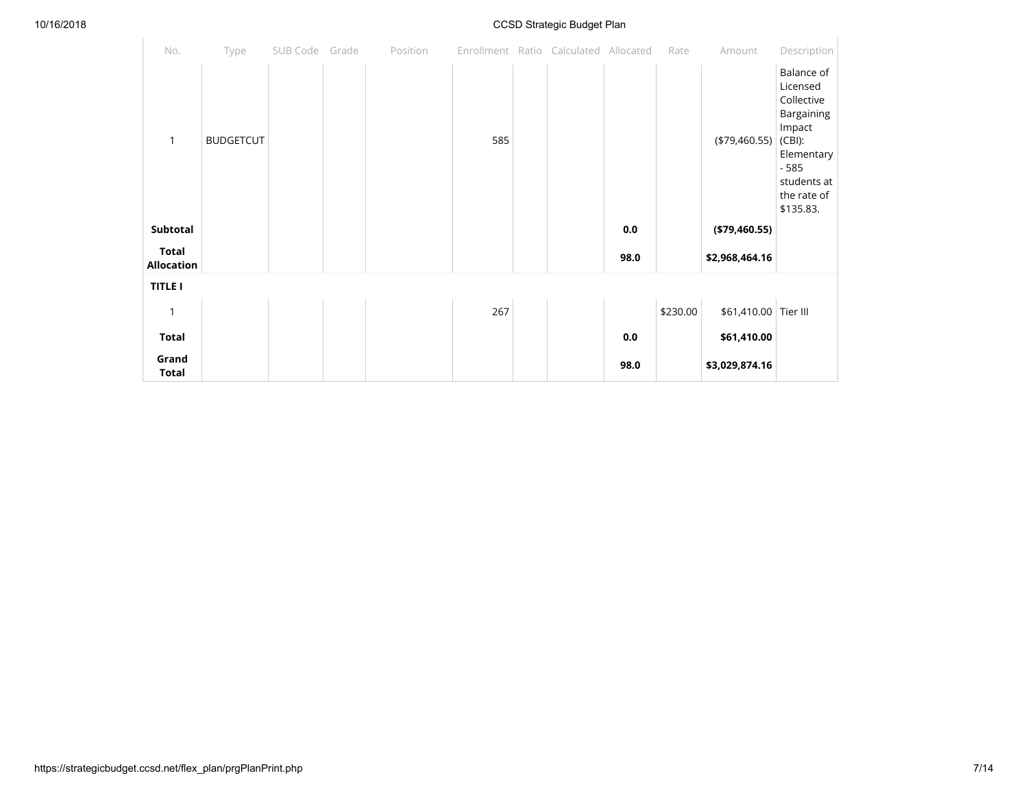| No. | Type | SUB Code | Grade | Position | Enrollment | Ratio | Calculated | Allocated | Rate | Amount | Description |
|---|---|---|---|---|---|---|---|---|---|---|---|
| 1 | BUDGETCUT | | | | 585 | | | | | ($79,460.55) | Balance of Licensed Collective Bargaining Impact (CBI): Elementary - 585 students at the rate of $135.83. |
| **Subtotal** | | | | | | | | **0.0** | | **($79,460.55)** | |
| **Total Allocation** | | | | | | | | **98.0** | | **$2,968,464.16** | |
| **TITLE I** | | | | | | | | | | | |
| 1 | | | | | 267 | | | | $230.00 | $61,410.00 | Tier III |
| **Total** | | | | | | | | **0.0** | | **$61,410.00** | |
| **Grand Total** | | | | | | | | **98.0** | | **$3,029,874.16** | |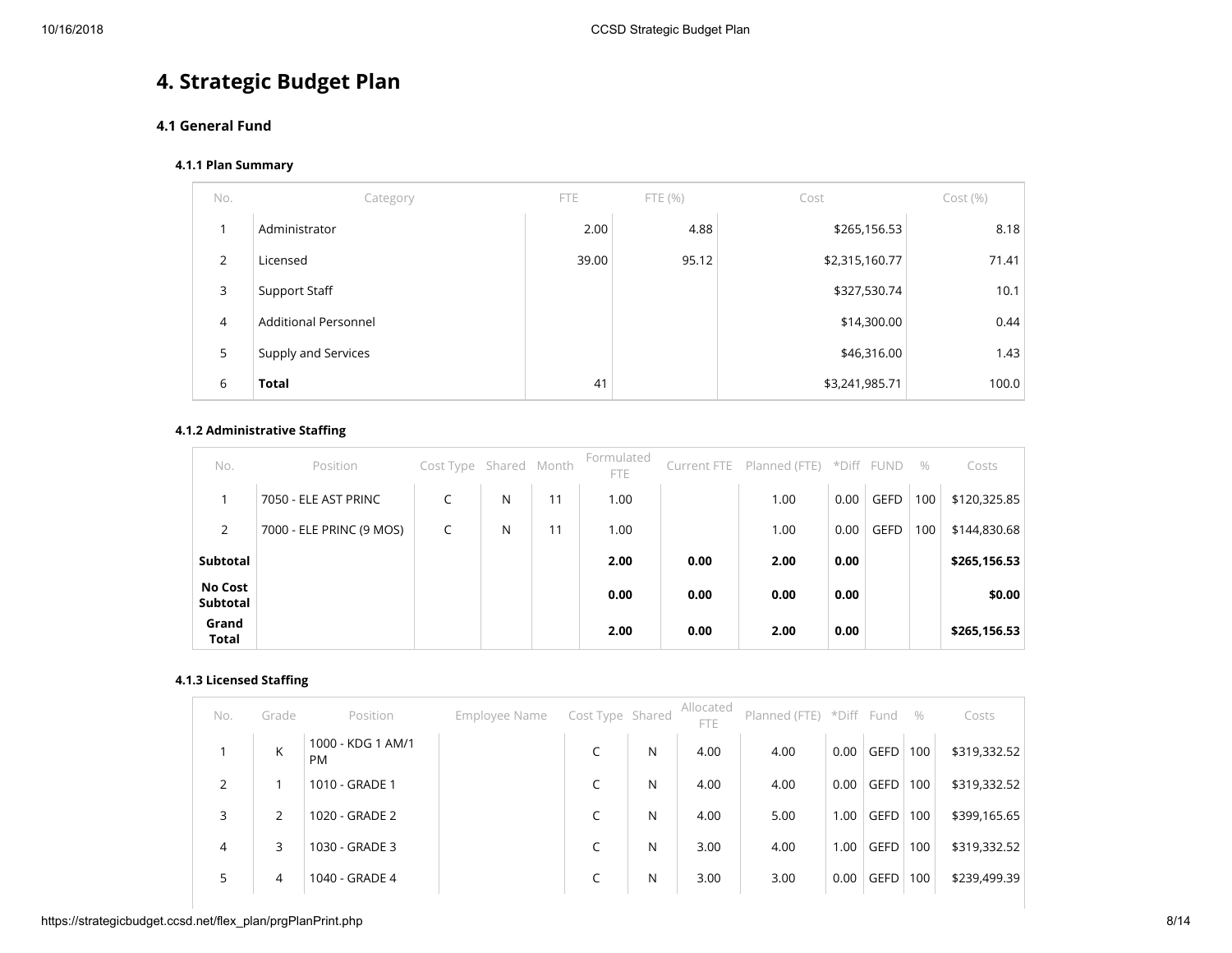# 4. Strategic Budget Plan

## 4.1 General Fund

### 4.1.1 Plan Summary

| No. | Category | FTE | FTE (%) | Cost | Cost (%) |
|---|---|---|---|---|---|
| 1 | Administrator | 2.00 | 4.88 | $265,156.53 | 8.18 |
| 2 | Licensed | 39.00 | 95.12 | $2,315,160.77 | 71.41 |
| 3 | Support Staff | | | $327,530.74 | 10.1 |
| 4 | Additional Personnel | | | $14,300.00 | 0.44 |
| 5 | Supply and Services | | | $46,316.00 | 1.43 |
| 6 | **Total** | 41 | | $3,241,985.71 | 100.0 |

### 4.1.2 Administrative Staffing

| No. | Position | Cost Type | Shared | Month | Formulated FTE | Current FTE | Planned (FTE) | *Diff | FUND | % | Costs |
|---|---|---|---|---|---|---|---|---|---|---|---|
| 1 | 7050 - ELE AST PRINC | C | N | 11 | 1.00 | | 1.00 | 0.00 | GEFD | 100 | $120,325.85 |
| 2 | 7000 - ELE PRINC (9 MOS) | C | N | 11 | 1.00 | | 1.00 | 0.00 | GEFD | 100 | $144,830.68 |
| **Subtotal** | | | | | **2.00** | **0.00** | **2.00** | **0.00** | | | **$265,156.53** |
| **No Cost Subtotal** | | | | | **0.00** | **0.00** | **0.00** | **0.00** | | | **$0.00** |
| **Grand Total** | | | | | **2.00** | **0.00** | **2.00** | **0.00** | | | **$265,156.53** |

### 4.1.3 Licensed Staffing

| No. | Grade | Position | Employee Name | Cost Type | Shared | Allocated FTE | Planned (FTE) | *Diff | Fund | % | Costs |
|---|---|---|---|---|---|---|---|---|---|---|---|
| 1 | K | 1000 - KDG 1 AM/1 PM | | C | N | 4.00 | 4.00 | 0.00 | GEFD | 100 | $319,332.52 |
| 2 | 1 | 1010 - GRADE 1 | | C | N | 4.00 | 4.00 | 0.00 | GEFD | 100 | $319,332.52 |
| 3 | 2 | 1020 - GRADE 2 | | C | N | 4.00 | 5.00 | 1.00 | GEFD | 100 | $399,165.65 |
| 4 | 3 | 1030 - GRADE 3 | | C | N | 3.00 | 4.00 | 1.00 | GEFD | 100 | $319,332.52 |
| 5 | 4 | 1040 - GRADE 4 | | C | N | 3.00 | 3.00 | 0.00 | GEFD | 100 | $239,499.39 |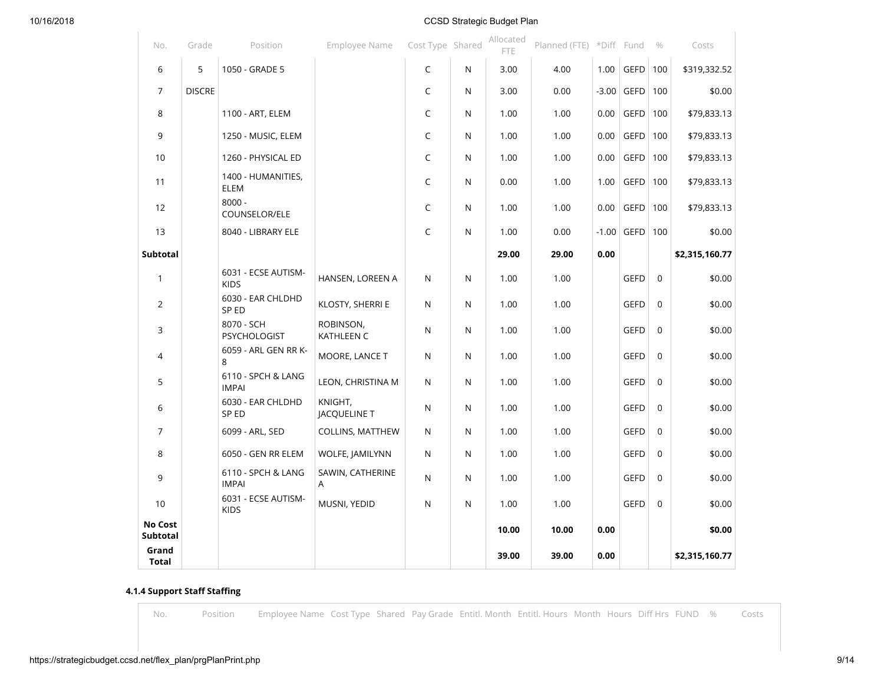| No. | Grade | Position | Employee Name | Cost Type | Shared | Allocated FTE | Planned (FTE) | *Diff | Fund | % | Costs |
|---|---|---|---|---|---|---|---|---|---|---|---|
| 6 | 5 | 1050 - GRADE 5 | | C | N | 3.00 | 4.00 | 1.00 | GEFD | 100 | $319,332.52 |
| 7 | DISCRE | | | C | N | 3.00 | 0.00 | -3.00 | GEFD | 100 | $0.00 |
| 8 | | 1100 - ART, ELEM | | C | N | 1.00 | 1.00 | 0.00 | GEFD | 100 | $79,833.13 |
| 9 | | 1250 - MUSIC, ELEM | | C | N | 1.00 | 1.00 | 0.00 | GEFD | 100 | $79,833.13 |
| 10 | | 1260 - PHYSICAL ED | | C | N | 1.00 | 1.00 | 0.00 | GEFD | 100 | $79,833.13 |
| 11 | | 1400 - HUMANITIES, ELEM | | C | N | 0.00 | 1.00 | 1.00 | GEFD | 100 | $79,833.13 |
| 12 | | 8000 - COUNSELOR/ELE | | C | N | 1.00 | 1.00 | 0.00 | GEFD | 100 | $79,833.13 |
| 13 | | 8040 - LIBRARY ELE | | C | N | 1.00 | 0.00 | -1.00 | GEFD | 100 | $0.00 |
| **Subtotal** | | | | | | **29.00** | **29.00** | **0.00** | | | **$2,315,160.77** |
| 1 | | 6031 - ECSE AUTISM-KIDS | HANSEN, LOREEN A | N | N | 1.00 | 1.00 | | GEFD | 0 | $0.00 |
| 2 | | 6030 - EAR CHLDHD SP ED | KLOSTY, SHERRI E | N | N | 1.00 | 1.00 | | GEFD | 0 | $0.00 |
| 3 | | 8070 - SCH PSYCHOLOGIST | ROBINSON, KATHLEEN C | N | N | 1.00 | 1.00 | | GEFD | 0 | $0.00 |
| 4 | | 6059 - ARL GEN RR K-8 | MOORE, LANCE T | N | N | 1.00 | 1.00 | | GEFD | 0 | $0.00 |
| 5 | | 6110 - SPCH & LANG IMPAI | LEON, CHRISTINA M | N | N | 1.00 | 1.00 | | GEFD | 0 | $0.00 |
| 6 | | 6030 - EAR CHLDHD SP ED | KNIGHT, JACQUELINE T | N | N | 1.00 | 1.00 | | GEFD | 0 | $0.00 |
| 7 | | 6099 - ARL, SED | COLLINS, MATTHEW | N | N | 1.00 | 1.00 | | GEFD | 0 | $0.00 |
| 8 | | 6050 - GEN RR ELEM | WOLFE, JAMILYNN | N | N | 1.00 | 1.00 | | GEFD | 0 | $0.00 |
| 9 | | 6110 - SPCH & LANG IMPAI | SAWIN, CATHERINE A | N | N | 1.00 | 1.00 | | GEFD | 0 | $0.00 |
| 10 | | 6031 - ECSE AUTISM-KIDS | MUSNI, YEDID | N | N | 1.00 | 1.00 | | GEFD | 0 | $0.00 |
| **No Cost Subtotal** | | | | | | **10.00** | **10.00** | **0.00** | | | **$0.00** |
| **Grand Total** | | | | | | **39.00** | **39.00** | **0.00** | | | **$2,315,160.77** |

#### 4.1.4 Support Staff Staffing

| No. | Position | Employee Name | Cost Type | Shared | Pay Grade | Entitl. Month | Entitl. Hours | Month | Hours | Diff Hrs | FUND | % | Costs |
|---|---|---|---|---|---|---|---|---|---|---|---|---|---|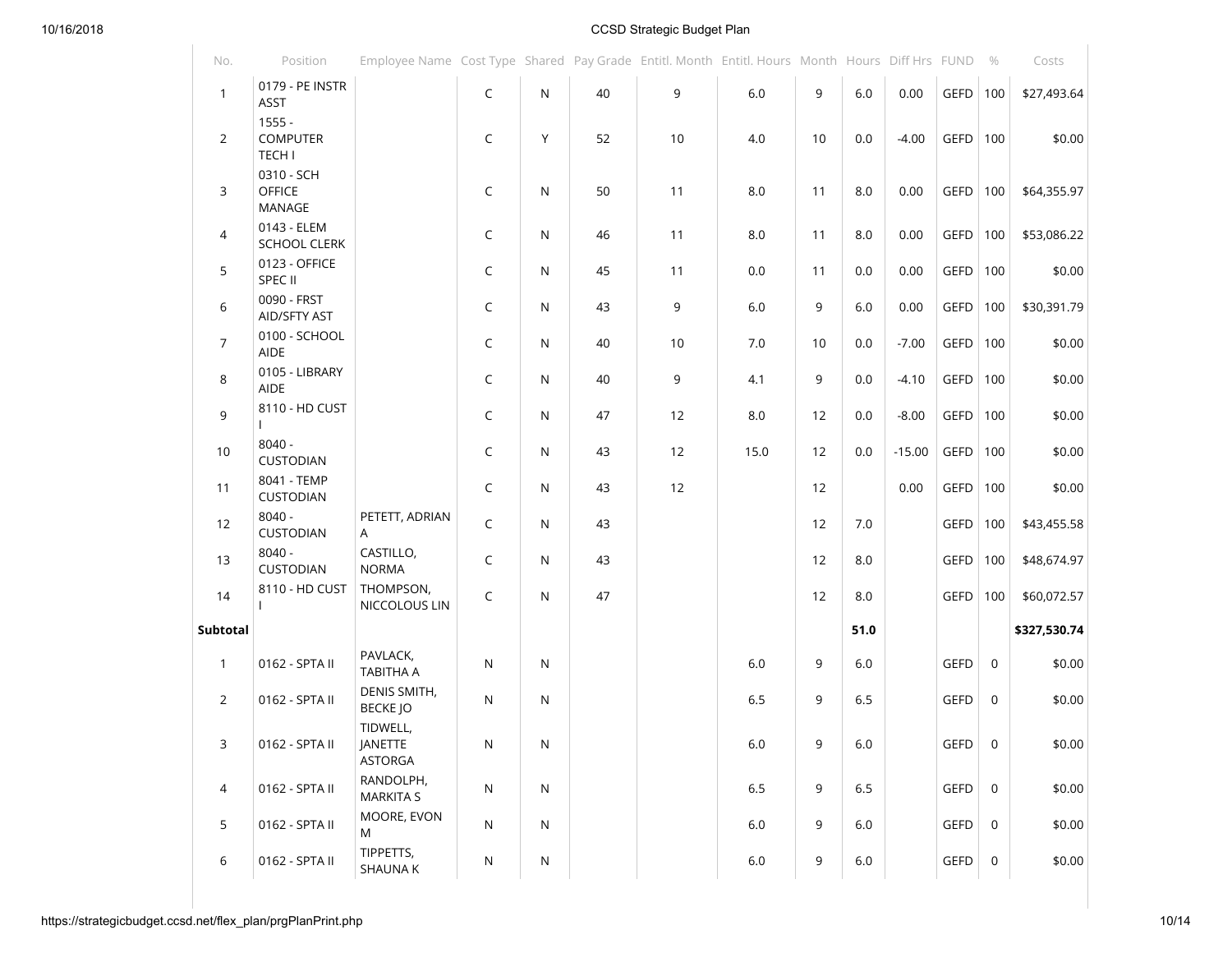| No. | Position | Employee Name | Cost Type | Shared | Pay Grade | Entitl. Month | Entitl. Hours | Month | Hours | Diff Hrs | FUND | % | Costs |
|---|---|---|---|---|---|---|---|---|---|---|---|---|---|
| 1 | 0179 - PE INSTR ASST | | C | N | 40 | 9 | 6.0 | 9 | 6.0 | 0.00 | GEFD | 100 | $27,493.64 |
| 2 | 1555 - COMPUTER TECH I | | C | Y | 52 | 10 | 4.0 | 10 | 0.0 | -4.00 | GEFD | 100 | $0.00 |
| 3 | 0310 - SCH OFFICE MANAGE | | C | N | 50 | 11 | 8.0 | 11 | 8.0 | 0.00 | GEFD | 100 | $64,355.97 |
| 4 | 0143 - ELEM SCHOOL CLERK | | C | N | 46 | 11 | 8.0 | 11 | 8.0 | 0.00 | GEFD | 100 | $53,086.22 |
| 5 | 0123 - OFFICE SPEC II | | C | N | 45 | 11 | 0.0 | 11 | 0.0 | 0.00 | GEFD | 100 | $0.00 |
| 6 | 0090 - FRST AID/SFTY AST | | C | N | 43 | 9 | 6.0 | 9 | 6.0 | 0.00 | GEFD | 100 | $30,391.79 |
| 7 | 0100 - SCHOOL AIDE | | C | N | 40 | 10 | 7.0 | 10 | 0.0 | -7.00 | GEFD | 100 | $0.00 |
| 8 | 0105 - LIBRARY AIDE | | C | N | 40 | 9 | 4.1 | 9 | 0.0 | -4.10 | GEFD | 100 | $0.00 |
| 9 | 8110 - HD CUST I | | C | N | 47 | 12 | 8.0 | 12 | 0.0 | -8.00 | GEFD | 100 | $0.00 |
| 10 | 8040 - CUSTODIAN | | C | N | 43 | 12 | 15.0 | 12 | 0.0 | -15.00 | GEFD | 100 | $0.00 |
| 11 | 8041 - TEMP CUSTODIAN | | C | N | 43 | 12 | | 12 | | 0.00 | GEFD | 100 | $0.00 |
| 12 | 8040 - CUSTODIAN | PETETT, ADRIAN A | C | N | 43 | | | 12 | 7.0 | | GEFD | 100 | $43,455.58 |
| 13 | 8040 - CUSTODIAN | CASTILLO, NORMA | C | N | 43 | | | 12 | 8.0 | | GEFD | 100 | $48,674.97 |
| 14 | 8110 - HD CUST I | THOMPSON, NICCOLOUS LIN | C | N | 47 | | | 12 | 8.0 | | GEFD | 100 | $60,072.57 |
| **Subtotal** | | | | | | | | | **51.0** | | | | **$327,530.74** |
| 1 | 0162 - SPTA II | PAVLACK, TABITHA A | N | N | | | 6.0 | 9 | 6.0 | | GEFD | 0 | $0.00 |
| 2 | 0162 - SPTA II | DENIS SMITH, BECKE JO | N | N | | | 6.5 | 9 | 6.5 | | GEFD | 0 | $0.00 |
| 3 | 0162 - SPTA II | TIDWELL, JANETTE ASTORGA | N | N | | | 6.0 | 9 | 6.0 | | GEFD | 0 | $0.00 |
| 4 | 0162 - SPTA II | RANDOLPH, MARKITA S | N | N | | | 6.5 | 9 | 6.5 | | GEFD | 0 | $0.00 |
| 5 | 0162 - SPTA II | MOORE, EVON M | N | N | | | 6.0 | 9 | 6.0 | | GEFD | 0 | $0.00 |
| 6 | 0162 - SPTA II | TIPPETTS, SHAUNA K | N | N | | | 6.0 | 9 | 6.0 | | GEFD | 0 | $0.00 |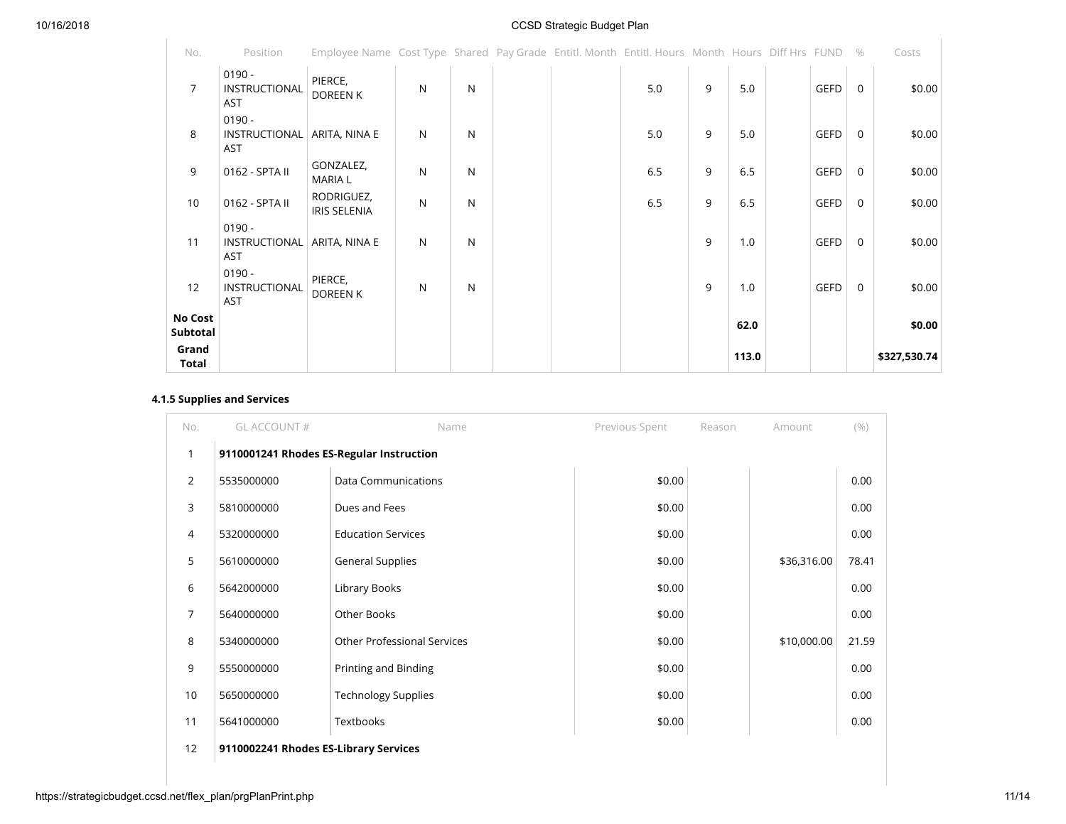| No. | Position | Employee Name | Cost Type | Shared | Pay Grade | Entitl. Month | Entitl. Hours | Month | Hours | Diff Hrs | FUND | % | Costs |
|---|---|---|---|---|---|---|---|---|---|---|---|---|---|
| 7 | 0190 - INSTRUCTIONAL AST | PIERCE, DOREEN K | N | N | | | 5.0 | 9 | 5.0 | | GEFD | 0 | $0.00 |
| 8 | 0190 - INSTRUCTIONAL AST | ARITA, NINA E | N | N | | | 5.0 | 9 | 5.0 | | GEFD | 0 | $0.00 |
| 9 | 0162 - SPTA II | GONZALEZ, MARIA L | N | N | | | 6.5 | 9 | 6.5 | | GEFD | 0 | $0.00 |
| 10 | 0162 - SPTA II | RODRIGUEZ, IRIS SELENIA | N | N | | | 6.5 | 9 | 6.5 | | GEFD | 0 | $0.00 |
| 11 | 0190 - INSTRUCTIONAL AST | ARITA, NINA E | N | N | | | | 9 | 1.0 | | GEFD | 0 | $0.00 |
| 12 | 0190 - INSTRUCTIONAL AST | PIERCE, DOREEN K | N | N | | | | 9 | 1.0 | | GEFD | 0 | $0.00 |
| **No Cost Subtotal** | | | | | | | | | **62.0** | | | | **$0.00** |
| **Grand Total** | | | | | | | | | **113.0** | | | | **$327,530.74** |

#### 4.1.5 Supplies and Services

| No. | GL ACCOUNT # | Name | Previous Spent | Reason | Amount | (%) |
|---|---|---|---|---|---|---|
| 1 | **9110001241 Rhodes ES-Regular Instruction** | | | | | |
| 2 | 5535000000 | Data Communications | $0.00 | | | 0.00 |
| 3 | 5810000000 | Dues and Fees | $0.00 | | | 0.00 |
| 4 | 5320000000 | Education Services | $0.00 | | | 0.00 |
| 5 | 5610000000 | General Supplies | $0.00 | | $36,316.00 | 78.41 |
| 6 | 5642000000 | Library Books | $0.00 | | | 0.00 |
| 7 | 5640000000 | Other Books | $0.00 | | | 0.00 |
| 8 | 5340000000 | Other Professional Services | $0.00 | | $10,000.00 | 21.59 |
| 9 | 5550000000 | Printing and Binding | $0.00 | | | 0.00 |
| 10 | 5650000000 | Technology Supplies | $0.00 | | | 0.00 |
| 11 | 5641000000 | Textbooks | $0.00 | | | 0.00 |
| 12 | **9110002241 Rhodes ES-Library Services** | | | | | |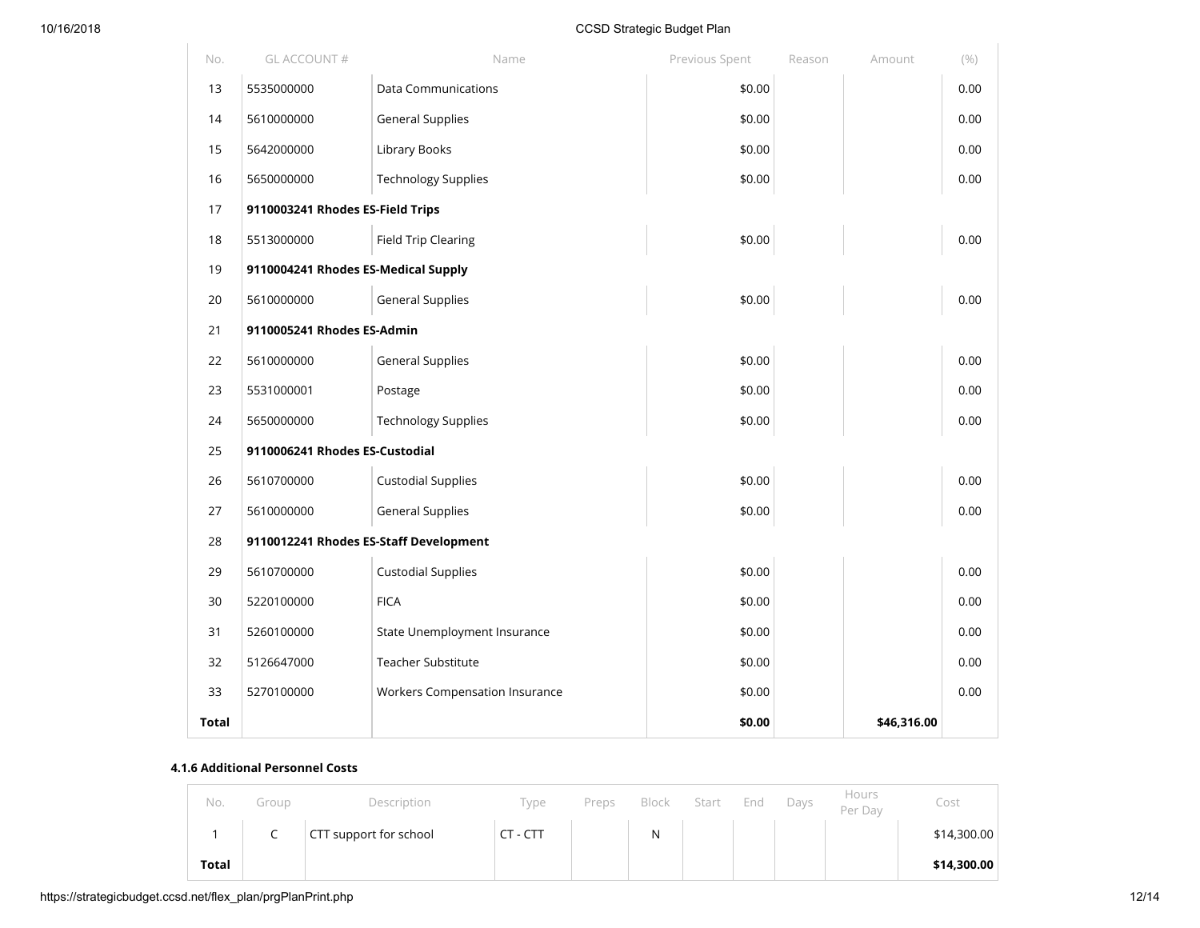| No. | GL ACCOUNT # | Name | Previous Spent | Reason | Amount | (%) |
|---|---|---|---|---|---|---|
| 13 | 5535000000 | Data Communications | $0.00 | | | 0.00 |
| 14 | 5610000000 | General Supplies | $0.00 | | | 0.00 |
| 15 | 5642000000 | Library Books | $0.00 | | | 0.00 |
| 16 | 5650000000 | Technology Supplies | $0.00 | | | 0.00 |
| 17 | **9110003241 Rhodes ES-Field Trips** | | | | | |
| 18 | 5513000000 | Field Trip Clearing | $0.00 | | | 0.00 |
| 19 | **9110004241 Rhodes ES-Medical Supply** | | | | | |
| 20 | 5610000000 | General Supplies | $0.00 | | | 0.00 |
| 21 | **9110005241 Rhodes ES-Admin** | | | | | |
| 22 | 5610000000 | General Supplies | $0.00 | | | 0.00 |
| 23 | 5531000001 | Postage | $0.00 | | | 0.00 |
| 24 | 5650000000 | Technology Supplies | $0.00 | | | 0.00 |
| 25 | **9110006241 Rhodes ES-Custodial** | | | | | |
| 26 | 5610700000 | Custodial Supplies | $0.00 | | | 0.00 |
| 27 | 5610000000 | General Supplies | $0.00 | | | 0.00 |
| 28 | **9110012241 Rhodes ES-Staff Development** | | | | | |
| 29 | 5610700000 | Custodial Supplies | $0.00 | | | 0.00 |
| 30 | 5220100000 | FICA | $0.00 | | | 0.00 |
| 31 | 5260100000 | State Unemployment Insurance | $0.00 | | | 0.00 |
| 32 | 5126647000 | Teacher Substitute | $0.00 | | | 0.00 |
| 33 | 5270100000 | Workers Compensation Insurance | $0.00 | | | 0.00 |
| **Total** | | | **$0.00** | | **$46,316.00** | |

#### 4.1.6 Additional Personnel Costs

| No. | Group | Description | Type | Preps | Block | Start | End | Days | Hours Per Day | Cost |
|---|---|---|---|---|---|---|---|---|---|---|
| 1 | C | CTT support for school | CT - CTT | | N | | | | | $14,300.00 |
| **Total** | | | | | | | | | | **$14,300.00** |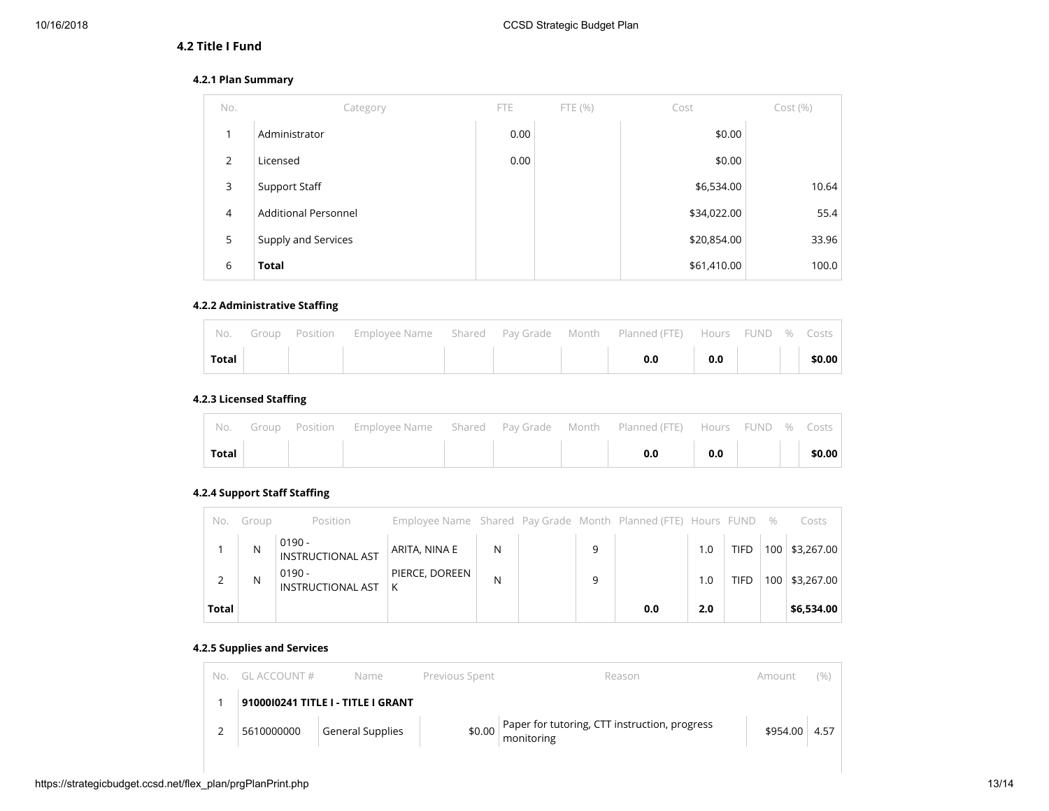## 4.2 Title I Fund

### 4.2.1 Plan Summary

| No. | Category | FTE | FTE (%) | Cost | Cost (%) |
|---|---|---|---|---|---|
| 1 | Administrator | 0.00 | | $0.00 | |
| 2 | Licensed | 0.00 | | $0.00 | |
| 3 | Support Staff | | | $6,534.00 | 10.64 |
| 4 | Additional Personnel | | | $34,022.00 | 55.4 |
| 5 | Supply and Services | | | $20,854.00 | 33.96 |
| 6 | **Total** | | | $61,410.00 | 100.0 |

### 4.2.2 Administrative Staffing

| No. | Group | Position | Employee Name | Shared | Pay Grade | Month | Planned (FTE) | Hours | FUND | % | Costs |
|---|---|---|---|---|---|---|---|---|---|---|---|
| **Total** | | | | | | | **0.0** | **0.0** | | | **$0.00** |

### 4.2.3 Licensed Staffing

| No. | Group | Position | Employee Name | Shared | Pay Grade | Month | Planned (FTE) | Hours | FUND | % | Costs |
|---|---|---|---|---|---|---|---|---|---|---|---|
| **Total** | | | | | | | **0.0** | **0.0** | | | **$0.00** |

### 4.2.4 Support Staff Staffing

| No. | Group | Position | Employee Name | Shared | Pay Grade | Month | Planned (FTE) | Hours | FUND | % | Costs |
|---|---|---|---|---|---|---|---|---|---|---|---|
| 1 | N | 0190 - INSTRUCTIONAL AST | ARITA, NINA E | N | | 9 | | 1.0 | TIFD | 100 | $3,267.00 |
| 2 | N | 0190 - INSTRUCTIONAL AST | PIERCE, DOREEN K | N | | 9 | | 1.0 | TIFD | 100 | $3,267.00 |
| **Total** | | | | | | | **0.0** | **2.0** | | | **$6,534.00** |

### 4.2.5 Supplies and Services

| No. | GL ACCOUNT # | Name | Previous Spent | Reason | Amount | (%) |
|---|---|---|---|---|---|---|
| 1 | **91000I0241 TITLE I - TITLE I GRANT** | | | | | |
| 2 | 5610000000 | General Supplies | $0.00 | Paper for tutoring, CTT instruction, progress monitoring | $954.00 | 4.57 |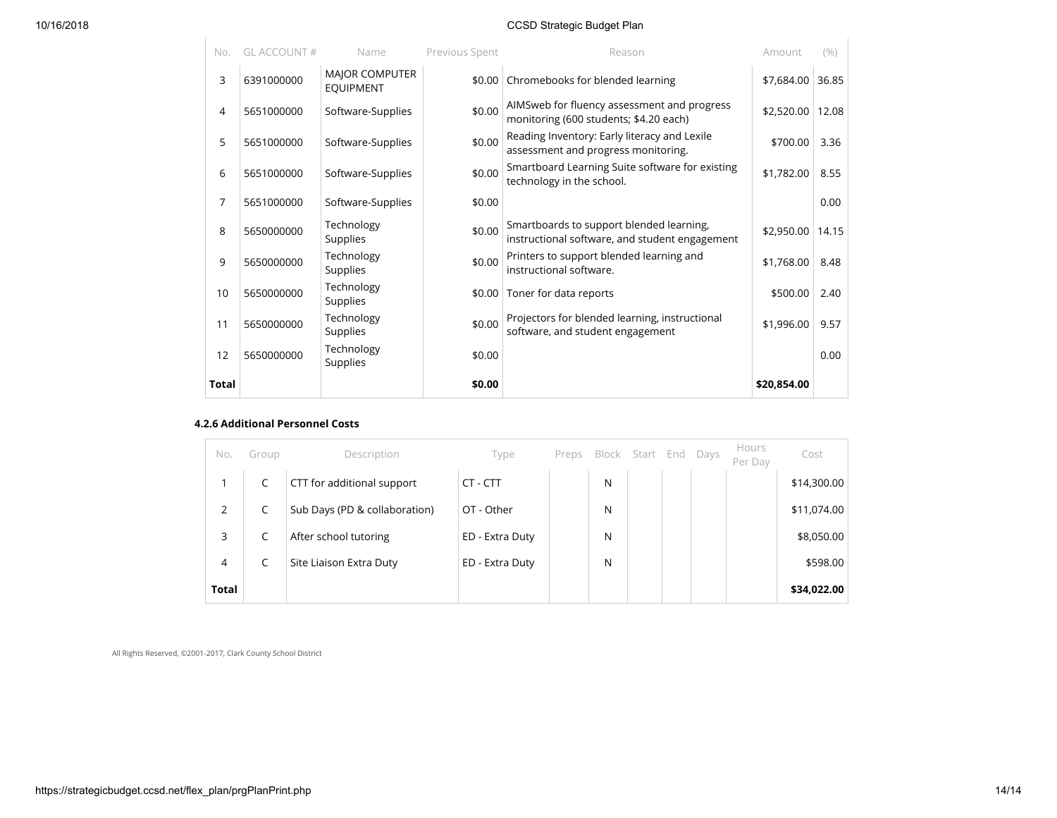| No. | GL ACCOUNT # | Name | Previous Spent | Reason | Amount | (%) |
|---|---|---|---|---|---|---|
| 3 | 6391000000 | MAJOR COMPUTER EQUIPMENT | $0.00 | Chromebooks for blended learning | $7,684.00 | 36.85 |
| 4 | 5651000000 | Software-Supplies | $0.00 | AIMSweb for fluency assessment and progress monitoring (600 students; $4.20 each) | $2,520.00 | 12.08 |
| 5 | 5651000000 | Software-Supplies | $0.00 | Reading Inventory: Early literacy and Lexile assessment and progress monitoring. | $700.00 | 3.36 |
| 6 | 5651000000 | Software-Supplies | $0.00 | Smartboard Learning Suite software for existing technology in the school. | $1,782.00 | 8.55 |
| 7 | 5651000000 | Software-Supplies | $0.00 | | | 0.00 |
| 8 | 5650000000 | Technology Supplies | $0.00 | Smartboards to support blended learning, instructional software, and student engagement | $2,950.00 | 14.15 |
| 9 | 5650000000 | Technology Supplies | $0.00 | Printers to support blended learning and instructional software. | $1,768.00 | 8.48 |
| 10 | 5650000000 | Technology Supplies | $0.00 | Toner for data reports | $500.00 | 2.40 |
| 11 | 5650000000 | Technology Supplies | $0.00 | Projectors for blended learning, instructional software, and student engagement | $1,996.00 | 9.57 |
| 12 | 5650000000 | Technology Supplies | $0.00 | | | 0.00 |
| **Total** | | | **$0.00** | | **$20,854.00** | |

#### 4.2.6 Additional Personnel Costs

| No. | Group | Description | Type | Preps | Block | Start | End | Days | Hours Per Day | Cost |
|---|---|---|---|---|---|---|---|---|---|---|
| 1 | C | CTT for additional support | CT - CTT | | N | | | | | $14,300.00 |
| 2 | C | Sub Days (PD & collaboration) | OT - Other | | N | | | | | $11,074.00 |
| 3 | C | After school tutoring | ED - Extra Duty | | N | | | | | $8,050.00 |
| 4 | C | Site Liaison Extra Duty | ED - Extra Duty | | N | | | | | $598.00 |
| **Total** | | | | | | | | | | **$34,022.00** |

All Rights Reserved, ©2001-2017, Clark County School District